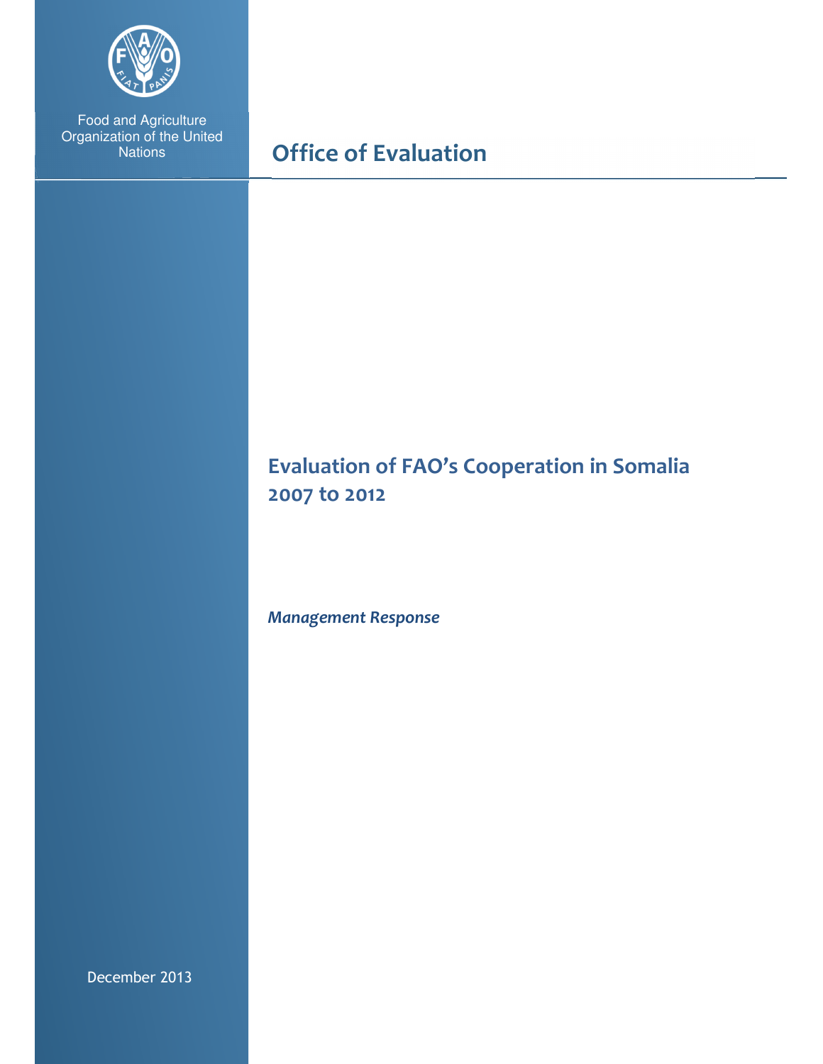Food and Agriculture Organization of the United Nations

# Office of Evaluation

## Evaluation of FAO's Cooperation in Somalia 2007 to 2012

***Management Response***

December 2013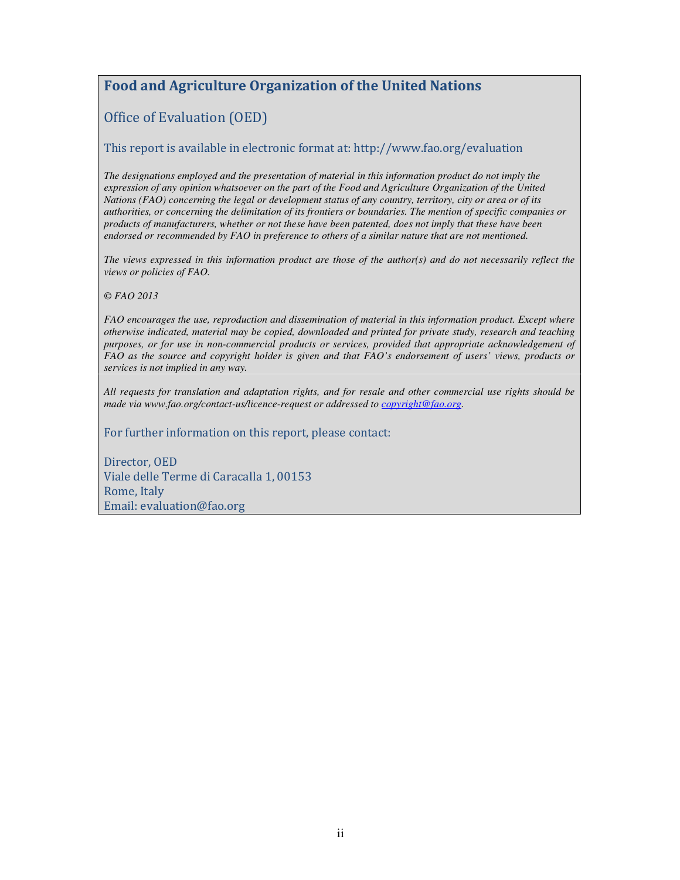## Food and Agriculture Organization of the United Nations

### Office of Evaluation (OED)

This report is available in electronic format at: http://www.fao.org/evaluation

*The designations employed and the presentation of material in this information product do not imply the expression of any opinion whatsoever on the part of the Food and Agriculture Organization of the United Nations (FAO) concerning the legal or development status of any country, territory, city or area or of its authorities, or concerning the delimitation of its frontiers or boundaries. The mention of specific companies or products of manufacturers, whether or not these have been patented, does not imply that these have been endorsed or recommended by FAO in preference to others of a similar nature that are not mentioned.*

*The views expressed in this information product are those of the author(s) and do not necessarily reflect the views or policies of FAO.*

*© FAO 2013*

*FAO encourages the use, reproduction and dissemination of material in this information product. Except where otherwise indicated, material may be copied, downloaded and printed for private study, research and teaching purposes, or for use in non-commercial products or services, provided that appropriate acknowledgement of FAO as the source and copyright holder is given and that FAO's endorsement of users' views, products or services is not implied in any way.*

*All requests for translation and adaptation rights, and for resale and other commercial use rights should be made via www.fao.org/contact-us/licence-request or addressed to copyright@fao.org.*

For further information on this report, please contact:

Director, OED
Viale delle Terme di Caracalla 1, 00153
Rome, Italy
Email: evaluation@fao.org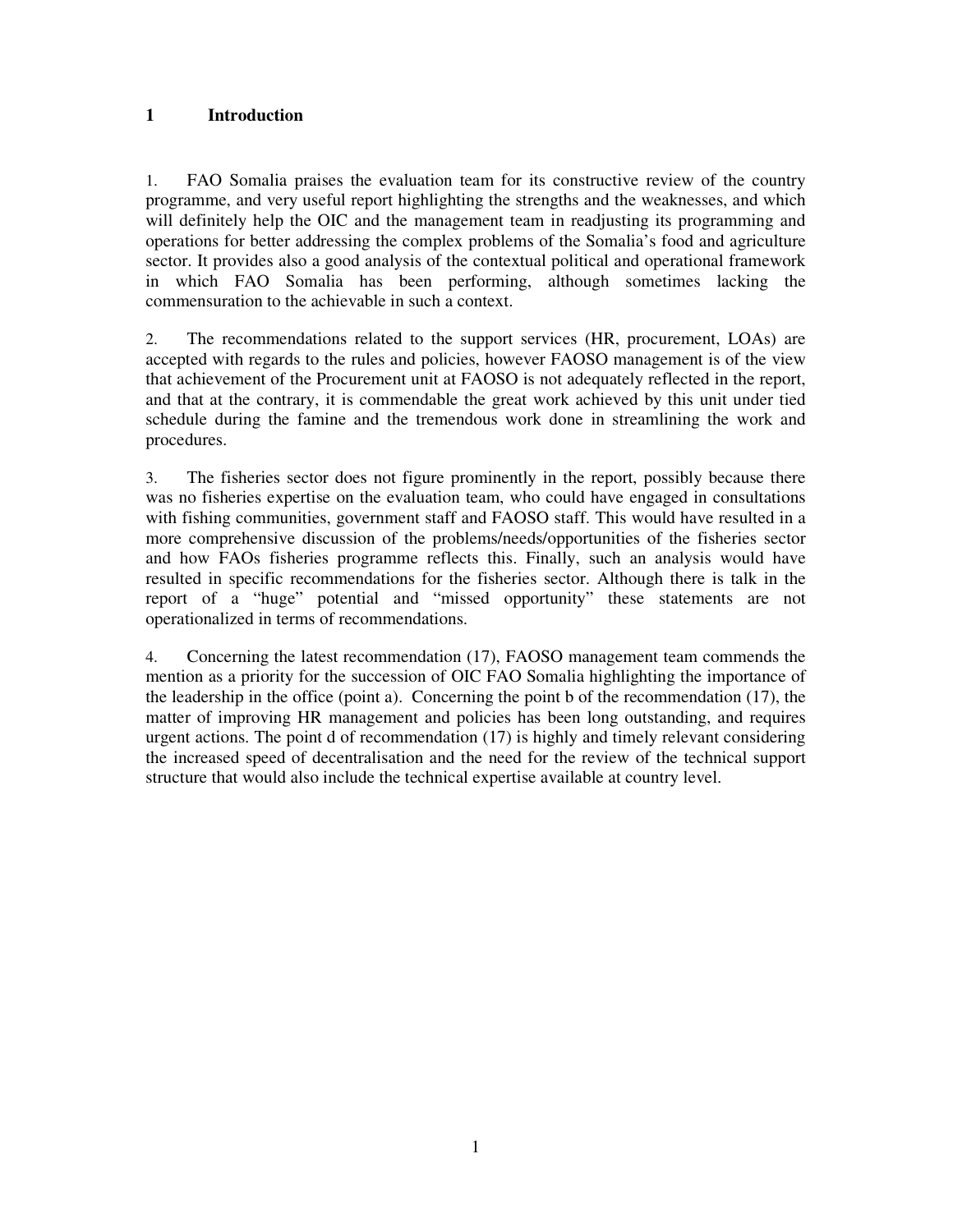# 1 Introduction

1. FAO Somalia praises the evaluation team for its constructive review of the country programme, and very useful report highlighting the strengths and the weaknesses, and which will definitely help the OIC and the management team in readjusting its programming and operations for better addressing the complex problems of the Somalia's food and agriculture sector. It provides also a good analysis of the contextual political and operational framework in which FAO Somalia has been performing, although sometimes lacking the commensuration to the achievable in such a context.

2. The recommendations related to the support services (HR, procurement, LOAs) are accepted with regards to the rules and policies, however FAOSO management is of the view that achievement of the Procurement unit at FAOSO is not adequately reflected in the report, and that at the contrary, it is commendable the great work achieved by this unit under tied schedule during the famine and the tremendous work done in streamlining the work and procedures.

3. The fisheries sector does not figure prominently in the report, possibly because there was no fisheries expertise on the evaluation team, who could have engaged in consultations with fishing communities, government staff and FAOSO staff. This would have resulted in a more comprehensive discussion of the problems/needs/opportunities of the fisheries sector and how FAOs fisheries programme reflects this. Finally, such an analysis would have resulted in specific recommendations for the fisheries sector. Although there is talk in the report of a "huge" potential and "missed opportunity" these statements are not operationalized in terms of recommendations.

4. Concerning the latest recommendation (17), FAOSO management team commends the mention as a priority for the succession of OIC FAO Somalia highlighting the importance of the leadership in the office (point a). Concerning the point b of the recommendation (17), the matter of improving HR management and policies has been long outstanding, and requires urgent actions. The point d of recommendation (17) is highly and timely relevant considering the increased speed of decentralisation and the need for the review of the technical support structure that would also include the technical expertise available at country level.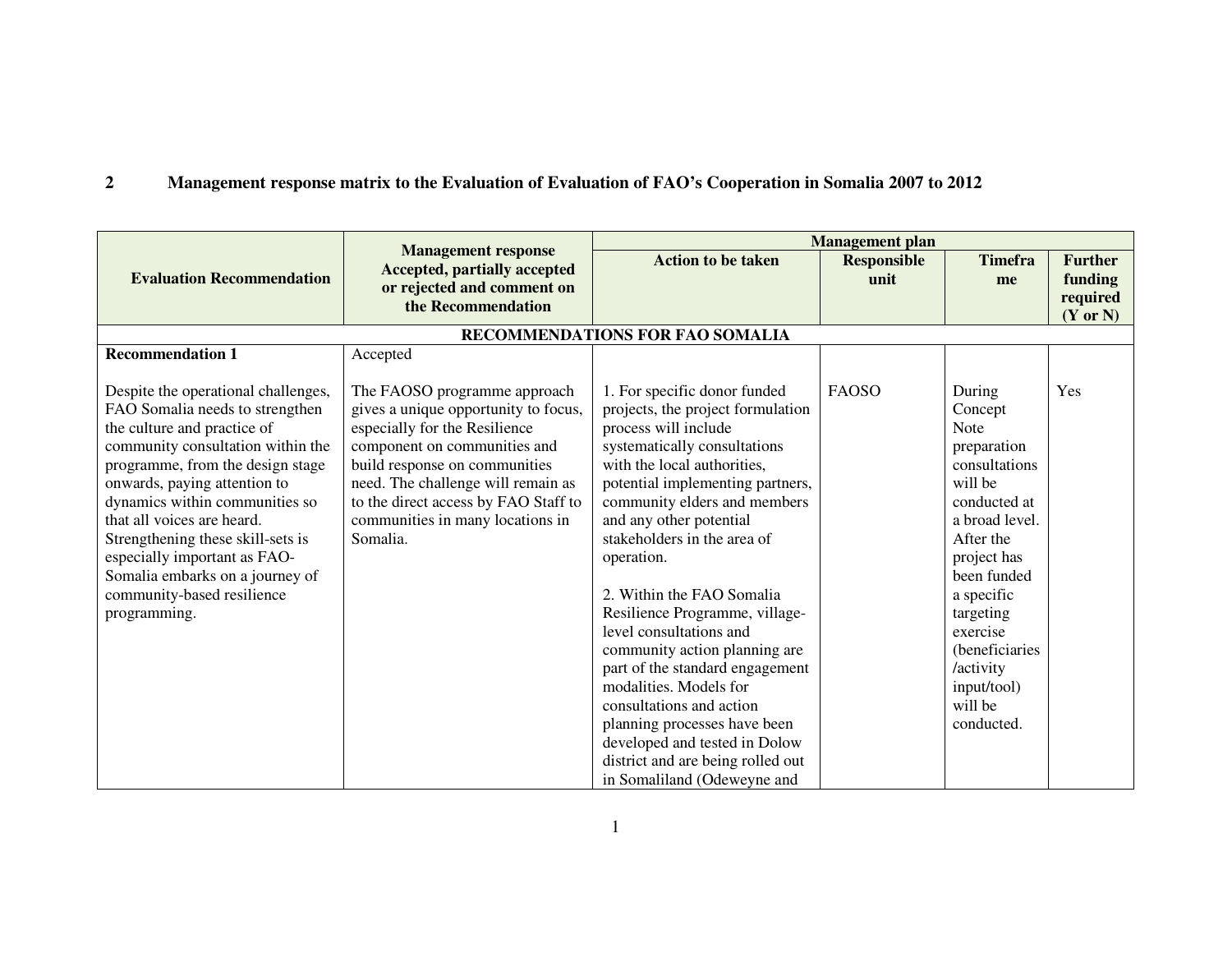## 2 Management response matrix to the Evaluation of Evaluation of FAO's Cooperation in Somalia 2007 to 2012

| Evaluation Recommendation | Management response Accepted, partially accepted or rejected and comment on the Recommendation | Management plan | | | |
|---|---|---|---|---|---|
| | | Action to be taken | Responsible unit | Timeframe | Further funding required (Y or N) |
| **RECOMMENDATIONS FOR FAO SOMALIA** | | | | | |
| **Recommendation 1**<br><br>Despite the operational challenges, FAO Somalia needs to strengthen the culture and practice of community consultation within the programme, from the design stage onwards, paying attention to dynamics within communities so that all voices are heard. Strengthening these skill-sets is especially important as FAO-Somalia embarks on a journey of community-based resilience programming. | Accepted<br><br>The FAOSO programme approach gives a unique opportunity to focus, especially for the Resilience component on communities and build response on communities need. The challenge will remain as to the direct access by FAO Staff to communities in many locations in Somalia. | 1. For specific donor funded projects, the project formulation process will include systematically consultations with the local authorities, potential implementing partners, community elders and members and any other potential stakeholders in the area of operation.<br><br>2. Within the FAO Somalia Resilience Programme, village-level consultations and community action planning are part of the standard engagement modalities. Models for consultations and action planning processes have been developed and tested in Dolow district and are being rolled out in Somaliland (Odeweyne and | FAOSO | During Concept Note preparation consultations will be conducted at a broad level. After the project has been funded a specific targeting exercise (beneficiaries /activity input/tool) will be conducted. | Yes |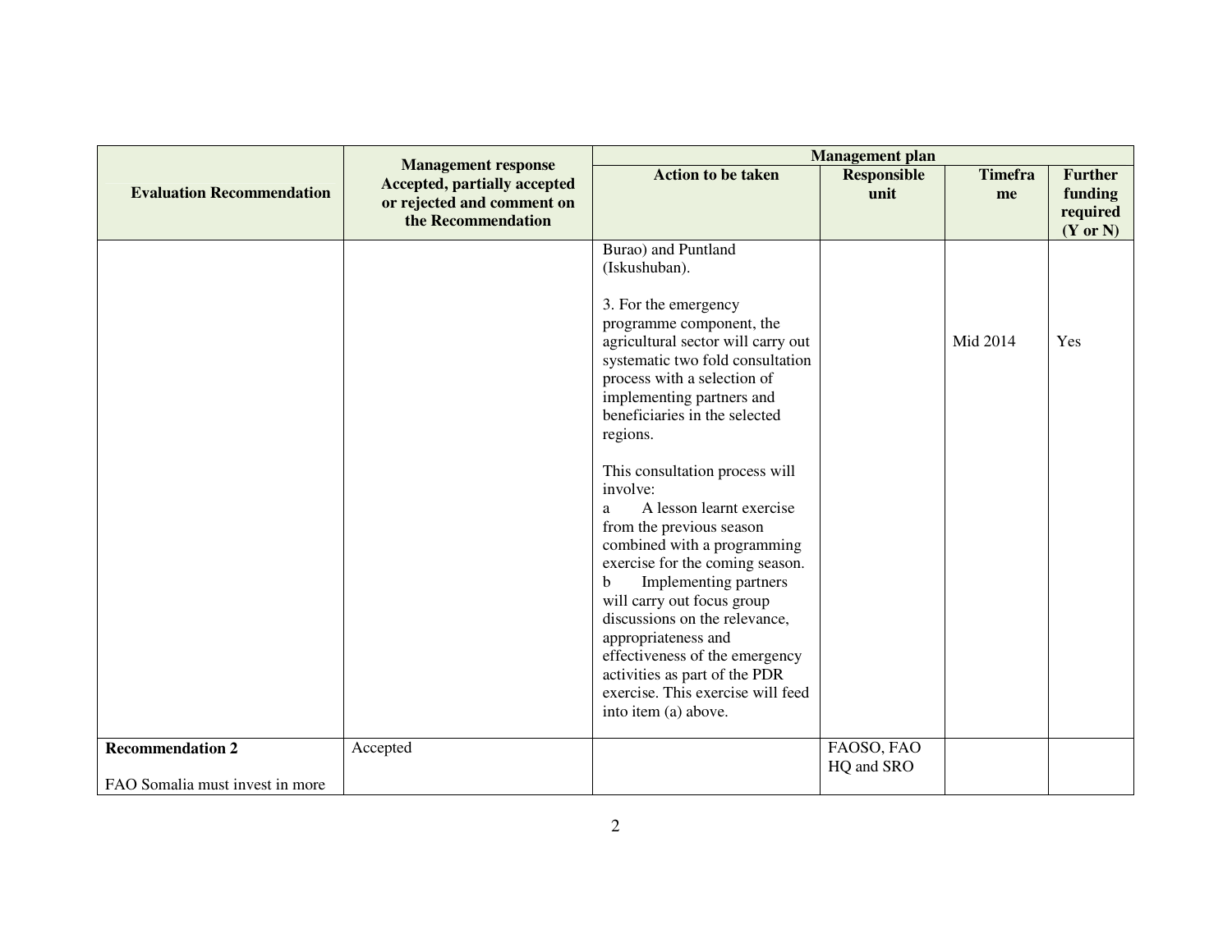| Evaluation Recommendation | Management response Accepted, partially accepted or rejected and comment on the Recommendation | Management plan | | | |
|---|---|---|---|---|---|
| | | Action to be taken | Responsible unit | Timeframe | Further funding required (Y or N) |
| | | Burao) and Puntland (Iskushuban).<br><br>3. For the emergency programme component, the agricultural sector will carry out systematic two fold consultation process with a selection of implementing partners and beneficiaries in the selected regions.<br><br>This consultation process will involve:<br>a A lesson learnt exercise from the previous season combined with a programming exercise for the coming season.<br>b Implementing partners will carry out focus group discussions on the relevance, appropriateness and effectiveness of the emergency activities as part of the PDR exercise. This exercise will feed into item (a) above. | | Mid 2014 | Yes |
| **Recommendation 2**<br><br>FAO Somalia must invest in more | Accepted | | FAOSO, FAO HQ and SRO | | |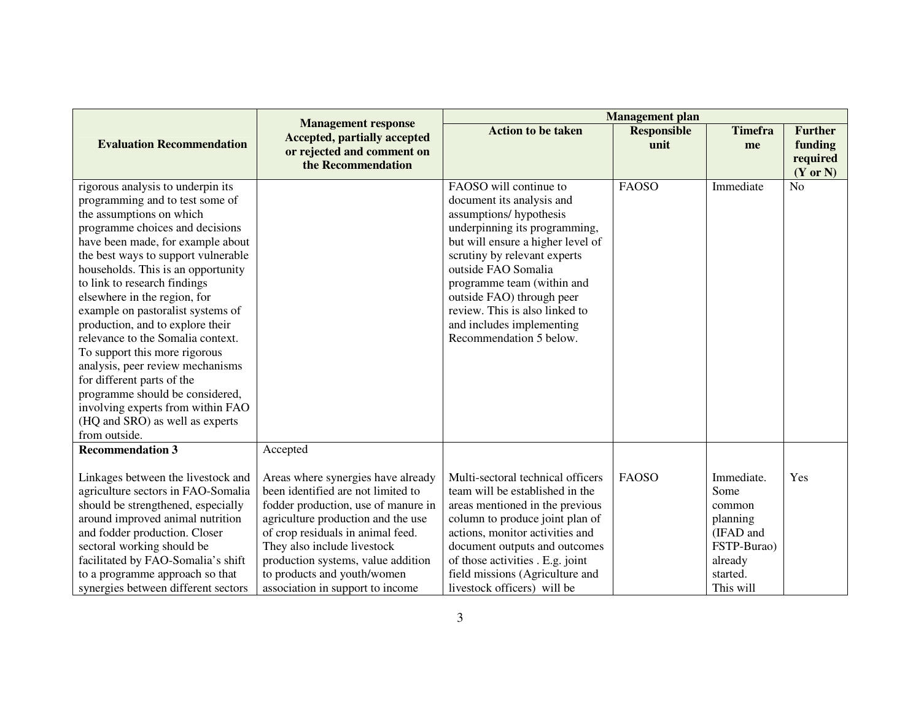| Evaluation Recommendation | Management response Accepted, partially accepted or rejected and comment on the Recommendation | Management plan | | | |
|---|---|---|---|---|---|
| | | Action to be taken | Responsible unit | Timeframe | Further funding required (Y or N) |
| rigorous analysis to underpin its programming and to test some of the assumptions on which programme choices and decisions have been made, for example about the best ways to support vulnerable households. This is an opportunity to link to research findings elsewhere in the region, for example on pastoralist systems of production, and to explore their relevance to the Somalia context. To support this more rigorous analysis, peer review mechanisms for different parts of the programme should be considered, involving experts from within FAO (HQ and SRO) as well as experts from outside. | | FAOSO will continue to document its analysis and assumptions/ hypothesis underpinning its programming, but will ensure a higher level of scrutiny by relevant experts outside FAO Somalia programme team (within and outside FAO) through peer review. This is also linked to and includes implementing Recommendation 5 below. | FAOSO | Immediate | No |
| **Recommendation 3**<br><br>Linkages between the livestock and agriculture sectors in FAO-Somalia should be strengthened, especially around improved animal nutrition and fodder production. Closer sectoral working should be facilitated by FAO-Somalia's shift to a programme approach so that synergies between different sectors | Accepted<br><br>Areas where synergies have already been identified are not limited to fodder production, use of manure in agriculture production and the use of crop residuals in animal feed. They also include livestock production systems, value addition to products and youth/women association in support to income | Multi-sectoral technical officers team will be established in the areas mentioned in the previous column to produce joint plan of actions, monitor activities and document outputs and outcomes of those activities . E.g. joint field missions (Agriculture and livestock officers) will be | FAOSO | Immediate. Some common planning (IFAD and FSTP-Burao) already started. This will | Yes |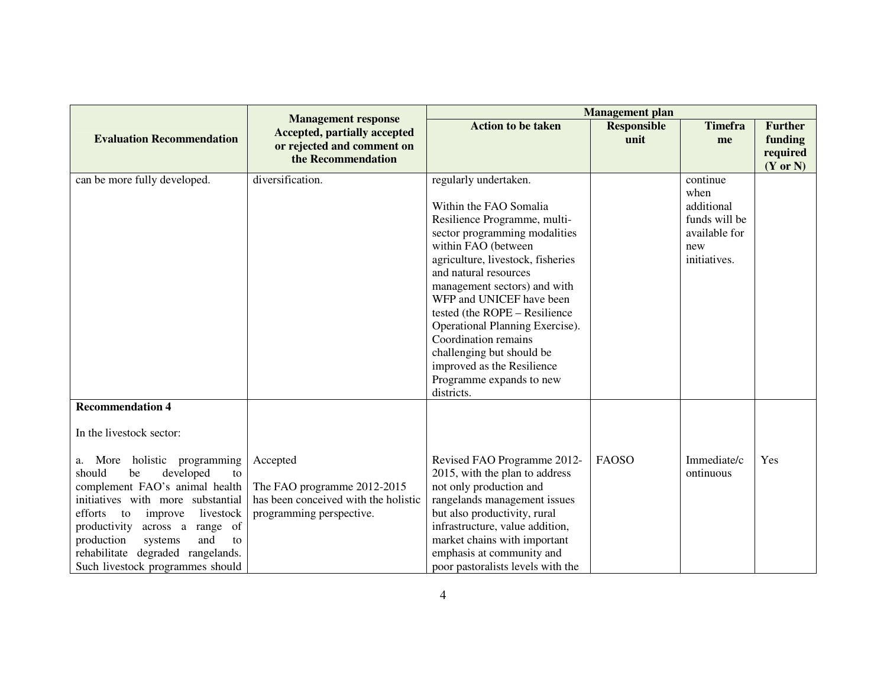| Evaluation Recommendation | Management response Accepted, partially accepted or rejected and comment on the Recommendation | Management plan | | | |
|---|---|---|---|---|---|
| | | Action to be taken | Responsible unit | Timeframe | Further funding required (Y or N) |
| can be more fully developed. | diversification. | regularly undertaken.<br><br>Within the FAO Somalia Resilience Programme, multi-sector programming modalities within FAO (between agriculture, livestock, fisheries and natural resources management sectors) and with WFP and UNICEF have been tested (the ROPE – Resilience Operational Planning Exercise). Coordination remains challenging but should be improved as the Resilience Programme expands to new districts. | | continue when additional funds will be available for new initiatives. | |
| **Recommendation 4**<br><br>In the livestock sector:<br><br>a. More holistic programming should be developed to complement FAO's animal health initiatives with more substantial efforts to improve livestock productivity across a range of production systems and to rehabilitate degraded rangelands. Such livestock programmes should | Accepted<br><br>The FAO programme 2012-2015 has been conceived with the holistic programming perspective. | Revised FAO Programme 2012-2015, with the plan to address not only production and rangelands management issues but also productivity, rural infrastructure, value addition, market chains with important emphasis at community and poor pastoralists levels with the | FAOSO | Immediate/continuous | Yes |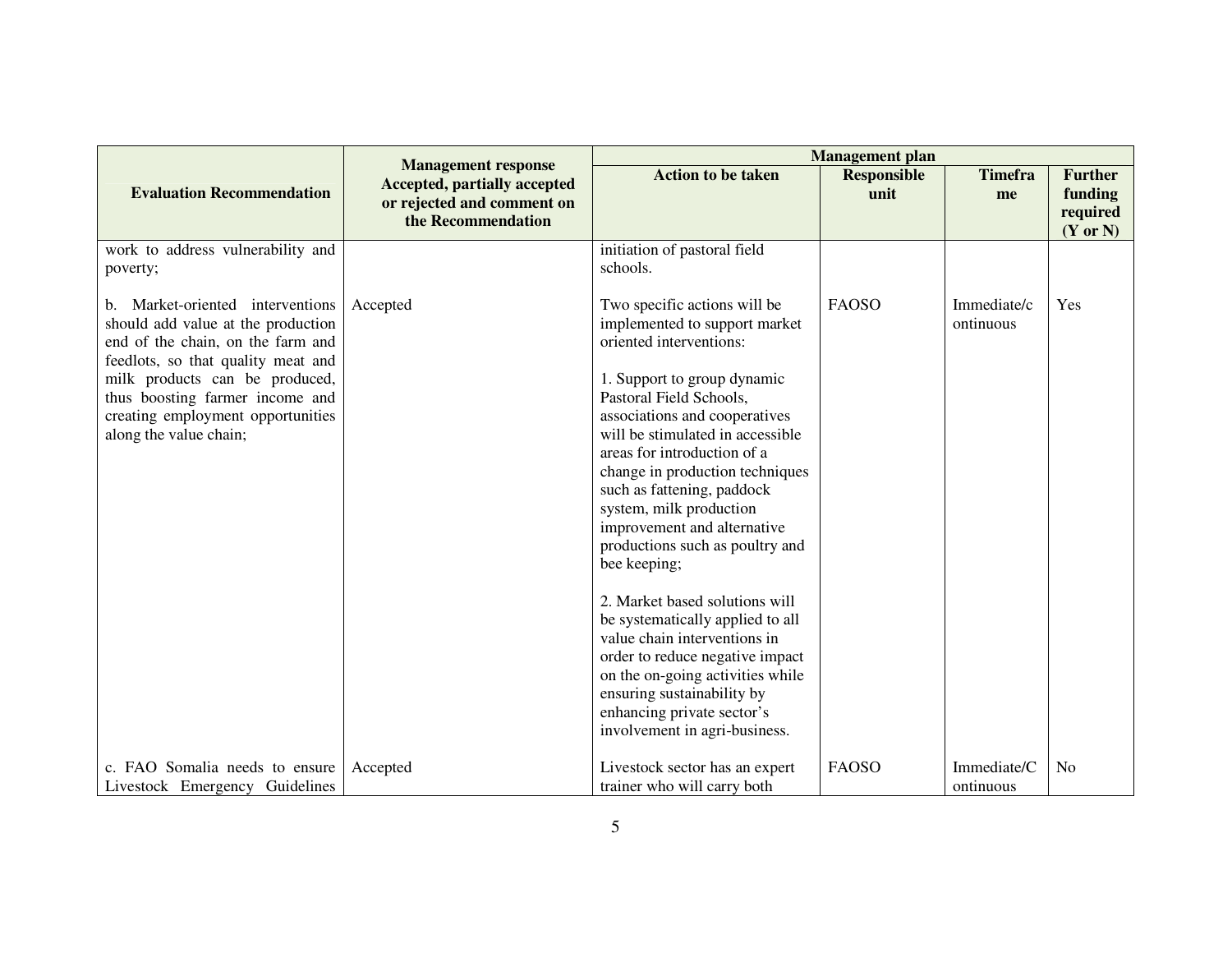| Evaluation Recommendation | Management response Accepted, partially accepted or rejected and comment on the Recommendation | Management plan | | | |
|---|---|---|---|---|---|
| | | Action to be taken | Responsible unit | Timeframe | Further funding required (Y or N) |
| work to address vulnerability and poverty; | | initiation of pastoral field schools. | | | |
| b. Market-oriented interventions should add value at the production end of the chain, on the farm and feedlots, so that quality meat and milk products can be produced, thus boosting farmer income and creating employment opportunities along the value chain; | Accepted | Two specific actions will be implemented to support market oriented interventions:<br><br>1. Support to group dynamic Pastoral Field Schools, associations and cooperatives will be stimulated in accessible areas for introduction of a change in production techniques such as fattening, paddock system, milk production improvement and alternative productions such as poultry and bee keeping;<br><br>2. Market based solutions will be systematically applied to all value chain interventions in order to reduce negative impact on the on-going activities while ensuring sustainability by enhancing private sector's involvement in agri-business. | FAOSO | Immediate/continuous | Yes |
| c. FAO Somalia needs to ensure Livestock Emergency Guidelines | Accepted | Livestock sector has an expert trainer who will carry both | FAOSO | Immediate/Continuous | No |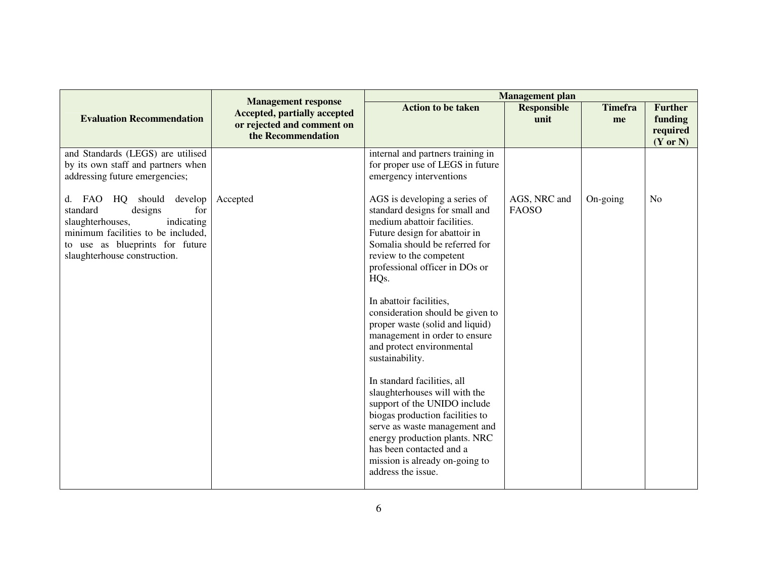| Evaluation Recommendation | Management response Accepted, partially accepted or rejected and comment on the Recommendation | Management plan | | | |
|---|---|---|---|---|---|
| | | Action to be taken | Responsible unit | Timeframe | Further funding required (Y or N) |
| and Standards (LEGS) are utilised by its own staff and partners when addressing future emergencies; | | internal and partners training in for proper use of LEGS in future emergency interventions | | | |
| d. FAO HQ should develop standard designs for slaughterhouses, indicating minimum facilities to be included, to use as blueprints for future slaughterhouse construction. | Accepted | AGS is developing a series of standard designs for small and medium abattoir facilities. Future design for abattoir in Somalia should be referred for review to the competent professional officer in DOs or HQs.<br><br>In abattoir facilities, consideration should be given to proper waste (solid and liquid) management in order to ensure and protect environmental sustainability.<br><br>In standard facilities, all slaughterhouses will with the support of the UNIDO include biogas production facilities to serve as waste management and energy production plants. NRC has been contacted and a mission is already on-going to address the issue. | AGS, NRC and FAOSO | On-going | No |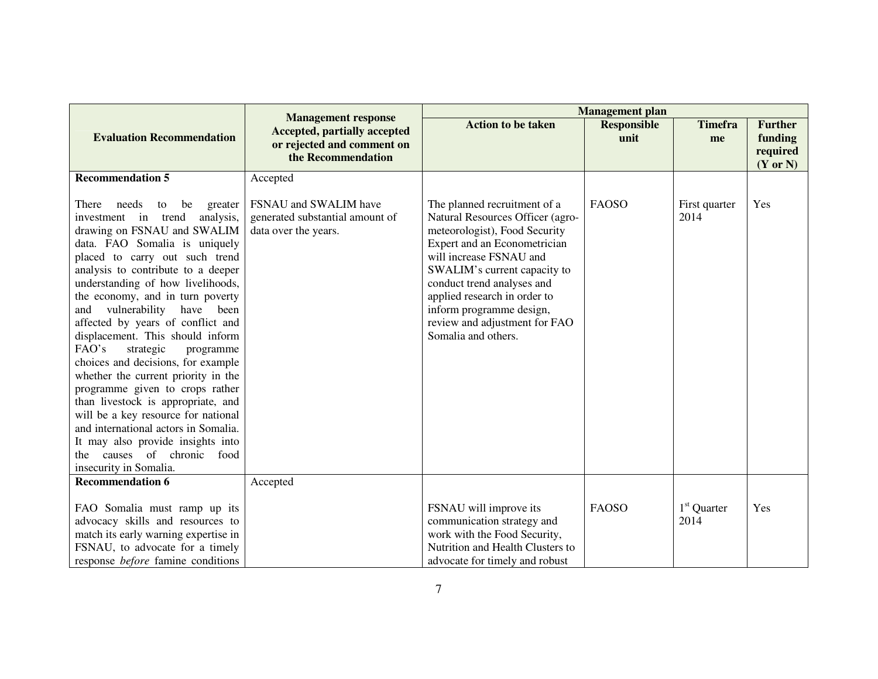| Evaluation Recommendation | Management response Accepted, partially accepted or rejected and comment on the Recommendation | Management plan | | | |
|---|---|---|---|---|---|
| | | Action to be taken | Responsible unit | Timeframe | Further funding required (Y or N) |
| **Recommendation 5**<br><br>There needs to be greater investment in trend analysis, drawing on FSNAU and SWALIM data. FAO Somalia is uniquely placed to carry out such trend analysis to contribute to a deeper understanding of how livelihoods, the economy, and in turn poverty and vulnerability have been affected by years of conflict and displacement. This should inform FAO's strategic programme choices and decisions, for example whether the current priority in the programme given to crops rather than livestock is appropriate, and will be a key resource for national and international actors in Somalia. It may also provide insights into the causes of chronic food insecurity in Somalia. | Accepted<br><br>FSNAU and SWALIM have generated substantial amount of data over the years. | The planned recruitment of a Natural Resources Officer (agro-meteorologist), Food Security Expert and an Econometrician will increase FSNAU and SWALIM's current capacity to conduct trend analyses and applied research in order to inform programme design, review and adjustment for FAO Somalia and others. | FAOSO | First quarter 2014 | Yes |
| **Recommendation 6**<br><br>FAO Somalia must ramp up its advocacy skills and resources to match its early warning expertise in FSNAU, to advocate for a timely response *before* famine conditions | Accepted | FSNAU will improve its communication strategy and work with the Food Security, Nutrition and Health Clusters to advocate for timely and robust | FAOSO | 1st Quarter 2014 | Yes |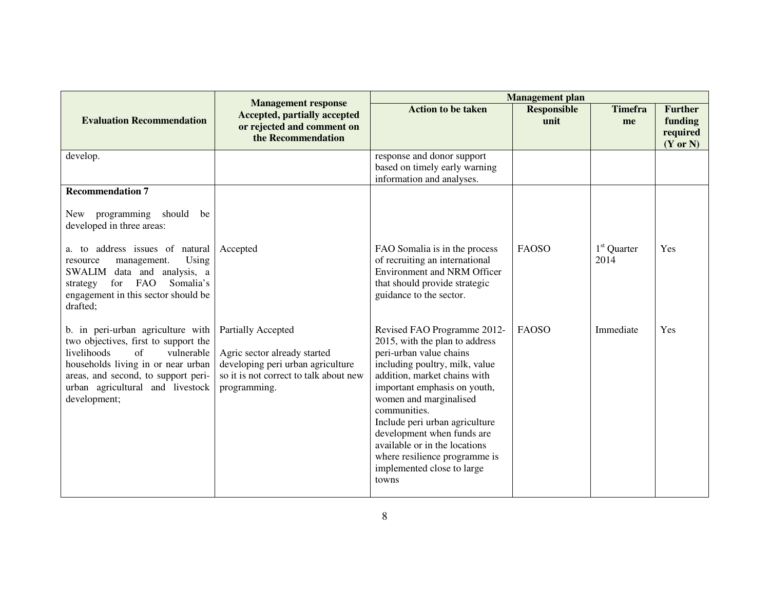| Evaluation Recommendation | Management response Accepted, partially accepted or rejected and comment on the Recommendation | Management plan | | | |
|---|---|---|---|---|---|
| | | Action to be taken | Responsible unit | Timeframe | Further funding required (Y or N) |
| develop. | | response and donor support based on timely early warning information and analyses. | | | |
| **Recommendation 7**<br><br>New programming should be developed in three areas: | | | | | |
| a. to address issues of natural resource management. Using SWALIM data and analysis, a strategy for FAO Somalia's engagement in this sector should be drafted; | Accepted | FAO Somalia is in the process of recruiting an international Environment and NRM Officer that should provide strategic guidance to the sector. | FAOSO | 1st Quarter 2014 | Yes |
| b. in peri-urban agriculture with two objectives, first to support the livelihoods of vulnerable households living in or near urban areas, and second, to support peri-urban agricultural and livestock development; | Partially Accepted<br><br>Agric sector already started developing peri urban agriculture so it is not correct to talk about new programming. | Revised FAO Programme 2012-2015, with the plan to address peri-urban value chains including poultry, milk, value addition, market chains with important emphasis on youth, women and marginalised communities.<br>Include peri urban agriculture development when funds are available or in the locations where resilience programme is implemented close to large towns | FAOSO | Immediate | Yes |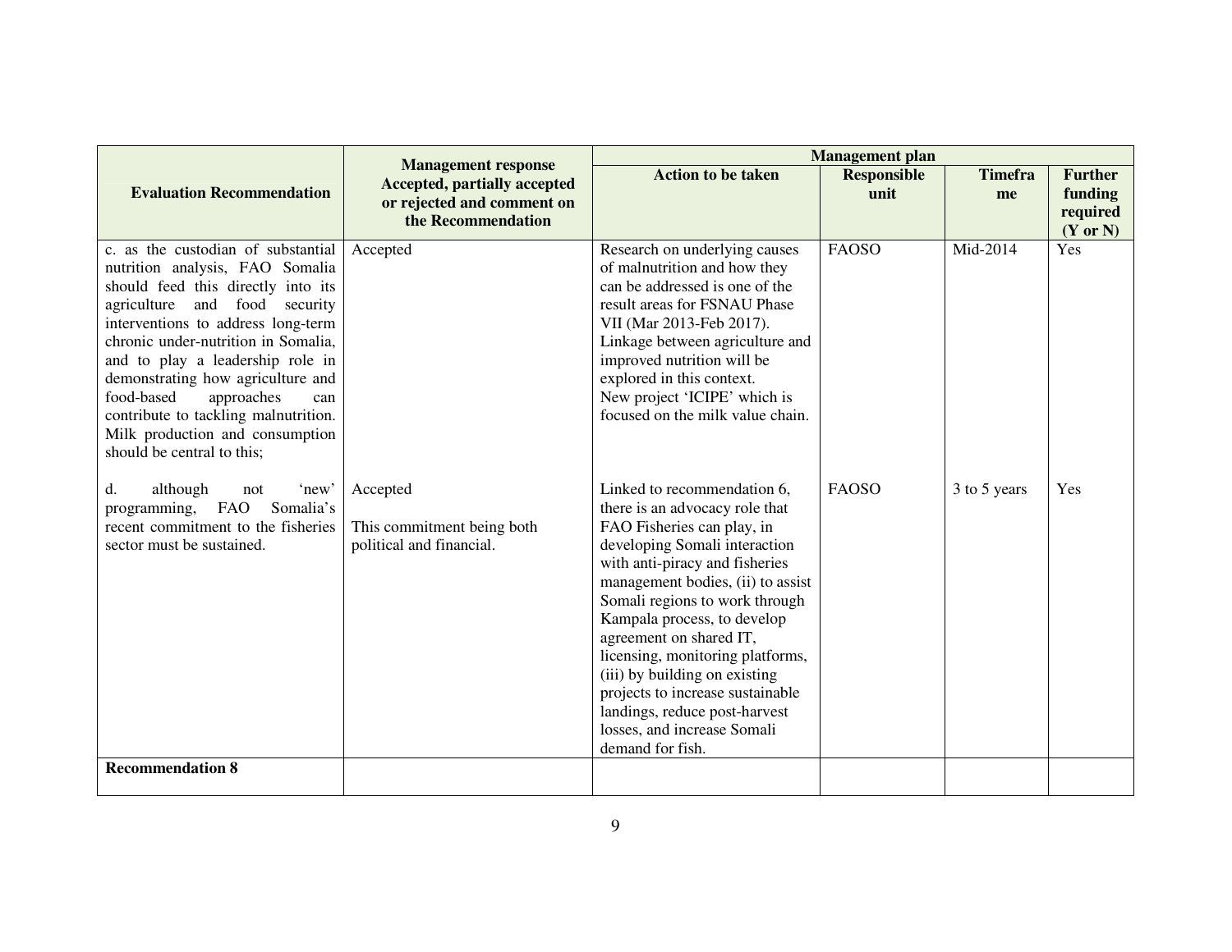| Evaluation Recommendation | Management response Accepted, partially accepted or rejected and comment on the Recommendation | Management plan | | | |
|---|---|---|---|---|---|
| | | Action to be taken | Responsible unit | Timeframe | Further funding required (Y or N) |
| c. as the custodian of substantial nutrition analysis, FAO Somalia should feed this directly into its agriculture and food security interventions to address long-term chronic under-nutrition in Somalia, and to play a leadership role in demonstrating how agriculture and food-based approaches can contribute to tackling malnutrition. Milk production and consumption should be central to this; | Accepted | Research on underlying causes of malnutrition and how they can be addressed is one of the result areas for FSNAU Phase VII (Mar 2013-Feb 2017). Linkage between agriculture and improved nutrition will be explored in this context. New project 'ICIPE' which is focused on the milk value chain. | FAOSO | Mid-2014 | Yes |
| d. although not 'new' programming, FAO Somalia's recent commitment to the fisheries sector must be sustained. | Accepted<br><br>This commitment being both political and financial. | Linked to recommendation 6, there is an advocacy role that FAO Fisheries can play, in developing Somali interaction with anti-piracy and fisheries management bodies, (ii) to assist Somali regions to work through Kampala process, to develop agreement on shared IT, licensing, monitoring platforms, (iii) by building on existing projects to increase sustainable landings, reduce post-harvest losses, and increase Somali demand for fish. | FAOSO | 3 to 5 years | Yes |
| **Recommendation 8** | | | | | |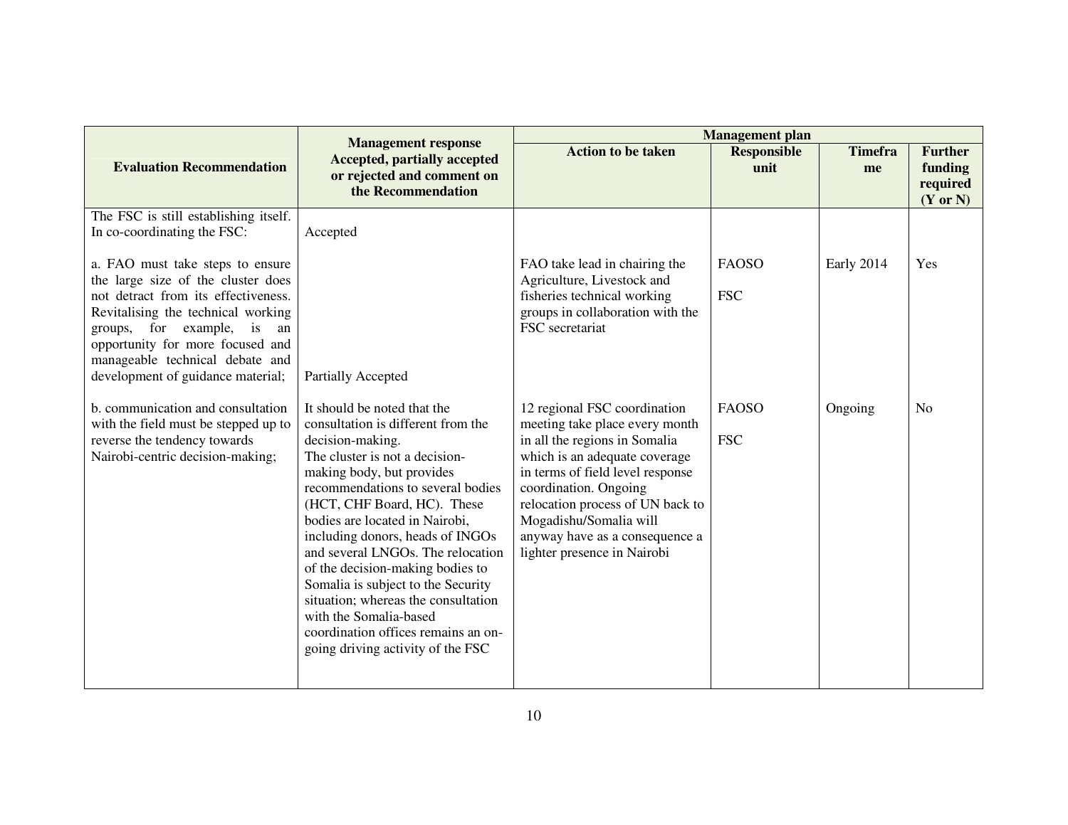| Evaluation Recommendation | Management response Accepted, partially accepted or rejected and comment on the Recommendation | Management plan | | | |
|---|---|---|---|---|---|
| | | Action to be taken | Responsible unit | Timeframe | Further funding required (Y or N) |
| The FSC is still establishing itself. In co-coordinating the FSC: | Accepted | | | | |
| a. FAO must take steps to ensure the large size of the cluster does not detract from its effectiveness. Revitalising the technical working groups, for example, is an opportunity for more focused and manageable technical debate and development of guidance material; | | FAO take lead in chairing the Agriculture, Livestock and fisheries technical working groups in collaboration with the FSC secretariat | FAOSO<br>FSC | Early 2014 | Yes |
| b. communication and consultation with the field must be stepped up to reverse the tendency towards Nairobi-centric decision-making; | Partially Accepted<br>It should be noted that the consultation is different from the decision-making.<br>The cluster is not a decision-making body, but provides recommendations to several bodies (HCT, CHF Board, HC). These bodies are located in Nairobi, including donors, heads of INGOs and several LNGOs. The relocation of the decision-making bodies to Somalia is subject to the Security situation; whereas the consultation with the Somalia-based coordination offices remains an on-going driving activity of the FSC | 12 regional FSC coordination meeting take place every month in all the regions in Somalia which is an adequate coverage in terms of field level response coordination. Ongoing relocation process of UN back to Mogadishu/Somalia will anyway have as a consequence a lighter presence in Nairobi | FAOSO<br>FSC | Ongoing | No |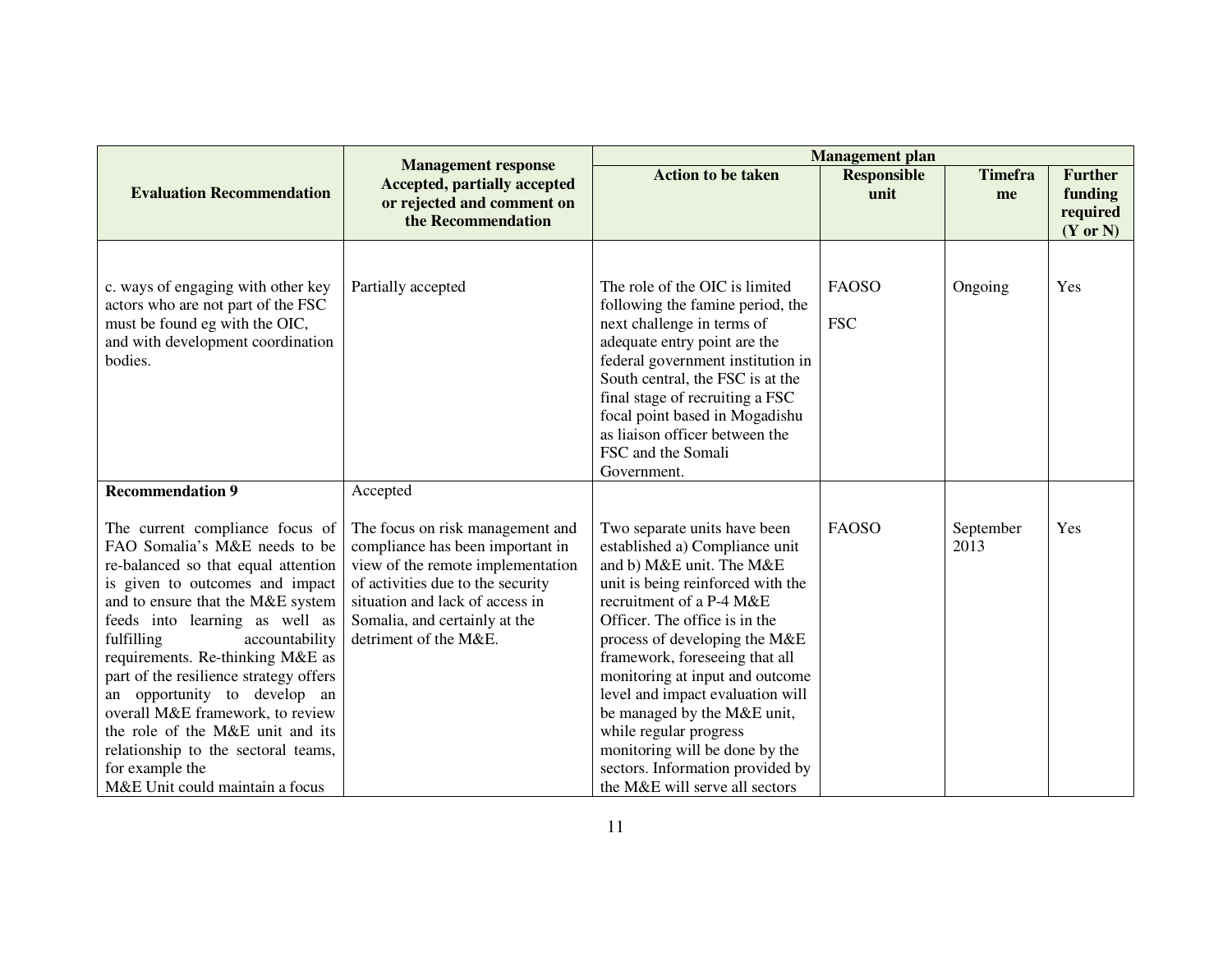| Evaluation Recommendation | Management response Accepted, partially accepted or rejected and comment on the Recommendation | Management plan | | | |
|---|---|---|---|---|---|
| | | Action to be taken | Responsible unit | Timeframe | Further funding required (Y or N) |
| c. ways of engaging with other key actors who are not part of the FSC must be found eg with the OIC, and with development coordination bodies. | Partially accepted | The role of the OIC is limited following the famine period, the next challenge in terms of adequate entry point are the federal government institution in South central, the FSC is at the final stage of recruiting a FSC focal point based in Mogadishu as liaison officer between the FSC and the Somali Government. | FAOSO<br><br>FSC | Ongoing | Yes |
| **Recommendation 9**<br><br>The current compliance focus of FAO Somalia's M&E needs to be re-balanced so that equal attention is given to outcomes and impact and to ensure that the M&E system feeds into learning as well as fulfilling accountability requirements. Re-thinking M&E as part of the resilience strategy offers an opportunity to develop an overall M&E framework, to review the role of the M&E unit and its relationship to the sectoral teams, for example the M&E Unit could maintain a focus | Accepted<br><br>The focus on risk management and compliance has been important in view of the remote implementation of activities due to the security situation and lack of access in Somalia, and certainly at the detriment of the M&E. | Two separate units have been established a) Compliance unit and b) M&E unit. The M&E unit is being reinforced with the recruitment of a P-4 M&E Officer. The office is in the process of developing the M&E framework, foreseeing that all monitoring at input and outcome level and impact evaluation will be managed by the M&E unit, while regular progress monitoring will be done by the sectors. Information provided by the M&E will serve all sectors | FAOSO | September 2013 | Yes |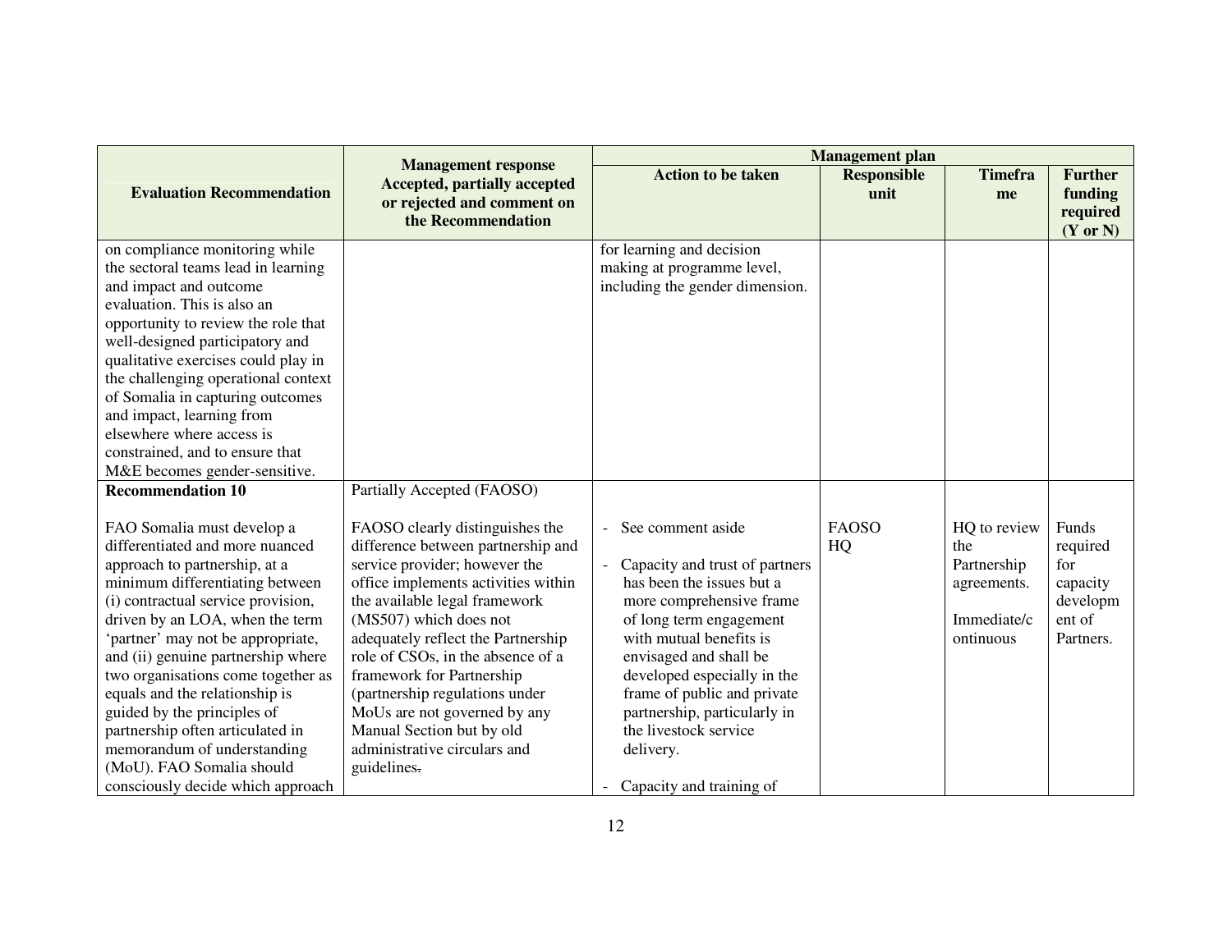| Evaluation Recommendation | Management response Accepted, partially accepted or rejected and comment on the Recommendation | Management plan | | | |
|---|---|---|---|---|---|
| | | Action to be taken | Responsible unit | Timeframe | Further funding required (Y or N) |
| on compliance monitoring while the sectoral teams lead in learning and impact and outcome evaluation. This is also an opportunity to review the role that well-designed participatory and qualitative exercises could play in the challenging operational context of Somalia in capturing outcomes and impact, learning from elsewhere where access is constrained, and to ensure that M&E becomes gender-sensitive. | | for learning and decision making at programme level, including the gender dimension. | | | |
| **Recommendation 10**<br><br>FAO Somalia must develop a differentiated and more nuanced approach to partnership, at a minimum differentiating between (i) contractual service provision, driven by an LOA, when the term 'partner' may not be appropriate, and (ii) genuine partnership where two organisations come together as equals and the relationship is guided by the principles of partnership often articulated in memorandum of understanding (MoU). FAO Somalia should consciously decide which approach | Partially Accepted (FAOSO)<br><br>FAOSO clearly distinguishes the difference between partnership and service provider; however the office implements activities within the available legal framework (MS507) which does not adequately reflect the Partnership role of CSOs, in the absence of a framework for Partnership (partnership regulations under MoUs are not governed by any Manual Section but by old administrative circulars and guidelines. | - See comment aside<br><br>- Capacity and trust of partners has been the issues but a more comprehensive frame of long term engagement with mutual benefits is envisaged and shall be developed especially in the frame of public and private partnership, particularly in the livestock service delivery.<br><br>- Capacity and training of | FAOSO<br>HQ | HQ to review the Partnership agreements.<br><br>Immediate/continuous | Funds required for capacity development of Partners. |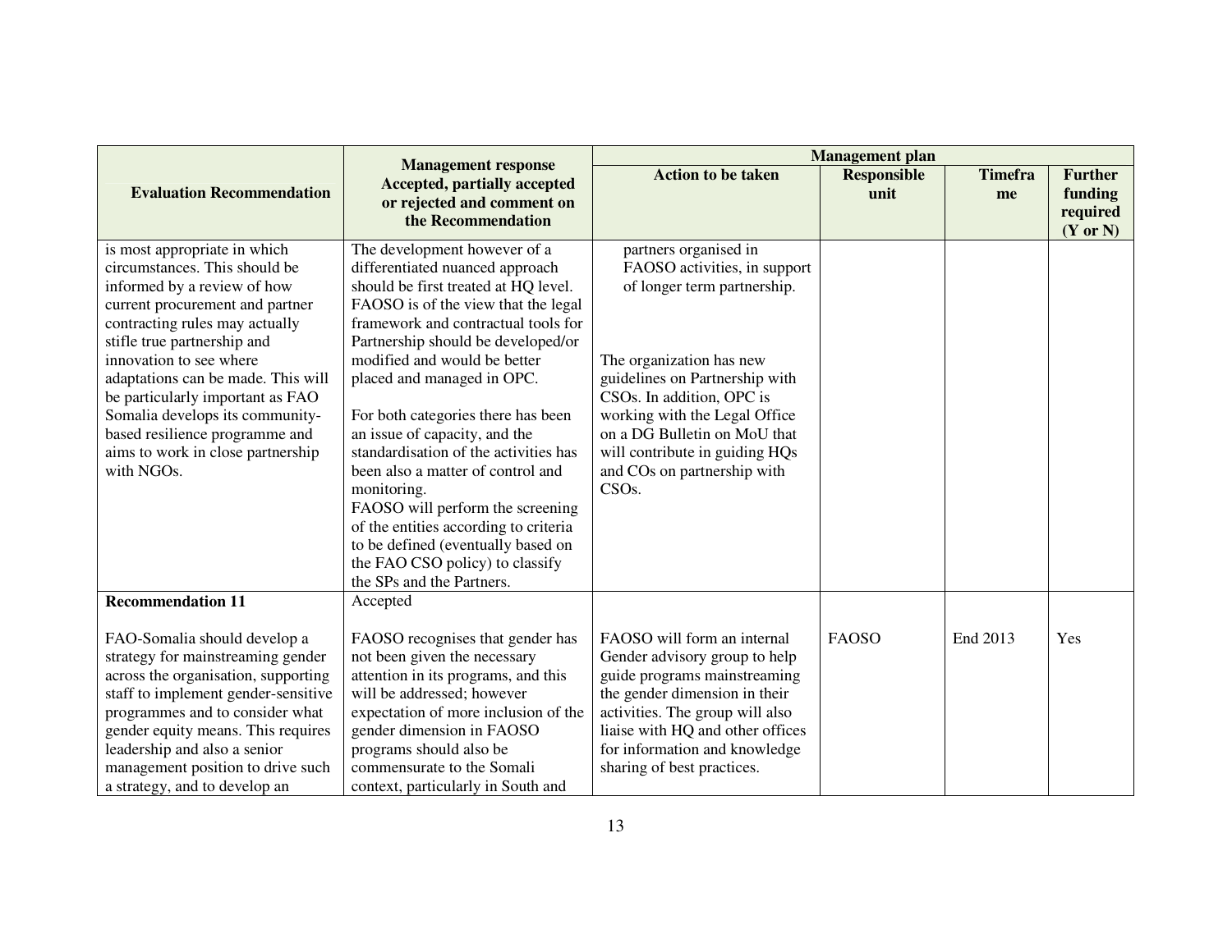| Evaluation Recommendation | Management response Accepted, partially accepted or rejected and comment on the Recommendation | Management plan | | | |
|---|---|---|---|---|---|
| | | Action to be taken | Responsible unit | Timeframe | Further funding required (Y or N) |
| is most appropriate in which circumstances. This should be informed by a review of how current procurement and partner contracting rules may actually stifle true partnership and innovation to see where adaptations can be made. This will be particularly important as FAO Somalia develops its community-based resilience programme and aims to work in close partnership with NGOs. | The development however of a differentiated nuanced approach should be first treated at HQ level. FAOSO is of the view that the legal framework and contractual tools for Partnership should be developed/or modified and would be better placed and managed in OPC.<br><br>For both categories there has been an issue of capacity, and the standardisation of the activities has been also a matter of control and monitoring.<br>FAOSO will perform the screening of the entities according to criteria to be defined (eventually based on the FAO CSO policy) to classify the SPs and the Partners. | partners organised in FAOSO activities, in support of longer term partnership.<br><br>The organization has new guidelines on Partnership with CSOs. In addition, OPC is working with the Legal Office on a DG Bulletin on MoU that will contribute in guiding HQs and COs on partnership with CSOs. | | | |
| **Recommendation 11**<br><br>FAO-Somalia should develop a strategy for mainstreaming gender across the organisation, supporting staff to implement gender-sensitive programmes and to consider what gender equity means. This requires leadership and also a senior management position to drive such a strategy, and to develop an | Accepted<br><br>FAOSO recognises that gender has not been given the necessary attention in its programs, and this will be addressed; however expectation of more inclusion of the gender dimension in FAOSO programs should also be commensurate to the Somali context, particularly in South and | FAOSO will form an internal Gender advisory group to help guide programs mainstreaming the gender dimension in their activities. The group will also liaise with HQ and other offices for information and knowledge sharing of best practices. | FAOSO | End 2013 | Yes |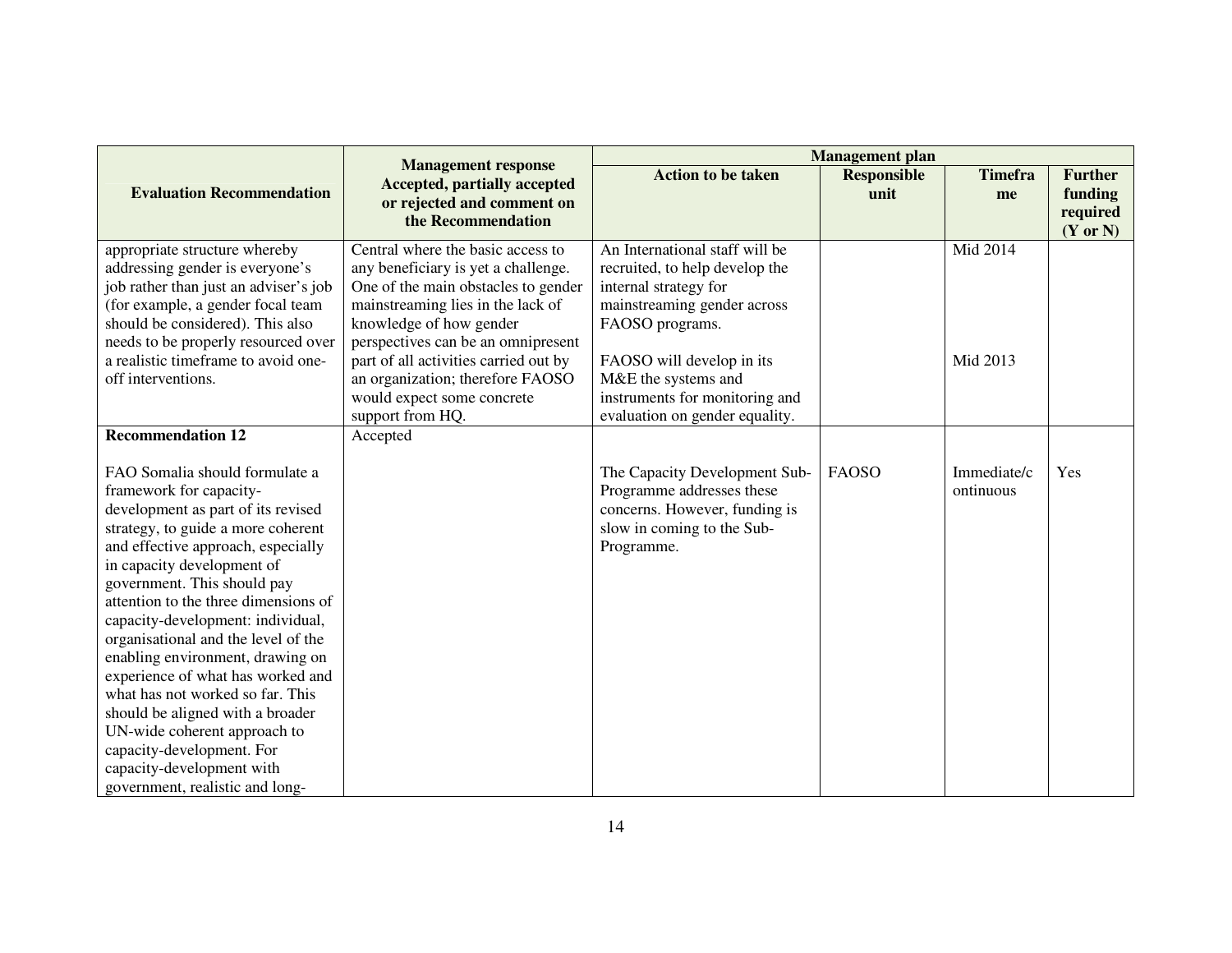| Evaluation Recommendation | Management response Accepted, partially accepted or rejected and comment on the Recommendation | Management plan | | | |
|---|---|---|---|---|---|
| | | Action to be taken | Responsible unit | Timeframe | Further funding required (Y or N) |
| appropriate structure whereby addressing gender is everyone's job rather than just an adviser's job (for example, a gender focal team should be considered). This also needs to be properly resourced over a realistic timeframe to avoid one-off interventions. | Central where the basic access to any beneficiary is yet a challenge. One of the main obstacles to gender mainstreaming lies in the lack of knowledge of how gender perspectives can be an omnipresent part of all activities carried out by an organization; therefore FAOSO would expect some concrete support from HQ. | An International staff will be recruited, to help develop the internal strategy for mainstreaming gender across FAOSO programs.<br><br>FAOSO will develop in its M&E the systems and instruments for monitoring and evaluation on gender equality. | | Mid 2014<br><br>Mid 2013 | |
| **Recommendation 12**<br><br>FAO Somalia should formulate a framework for capacity-development as part of its revised strategy, to guide a more coherent and effective approach, especially in capacity development of government. This should pay attention to the three dimensions of capacity-development: individual, organisational and the level of the enabling environment, drawing on experience of what has worked and what has not worked so far. This should be aligned with a broader UN-wide coherent approach to capacity-development. For capacity-development with government, realistic and long- | Accepted | The Capacity Development Sub-Programme addresses these concerns. However, funding is slow in coming to the Sub-Programme. | FAOSO | Immediate/continuous | Yes |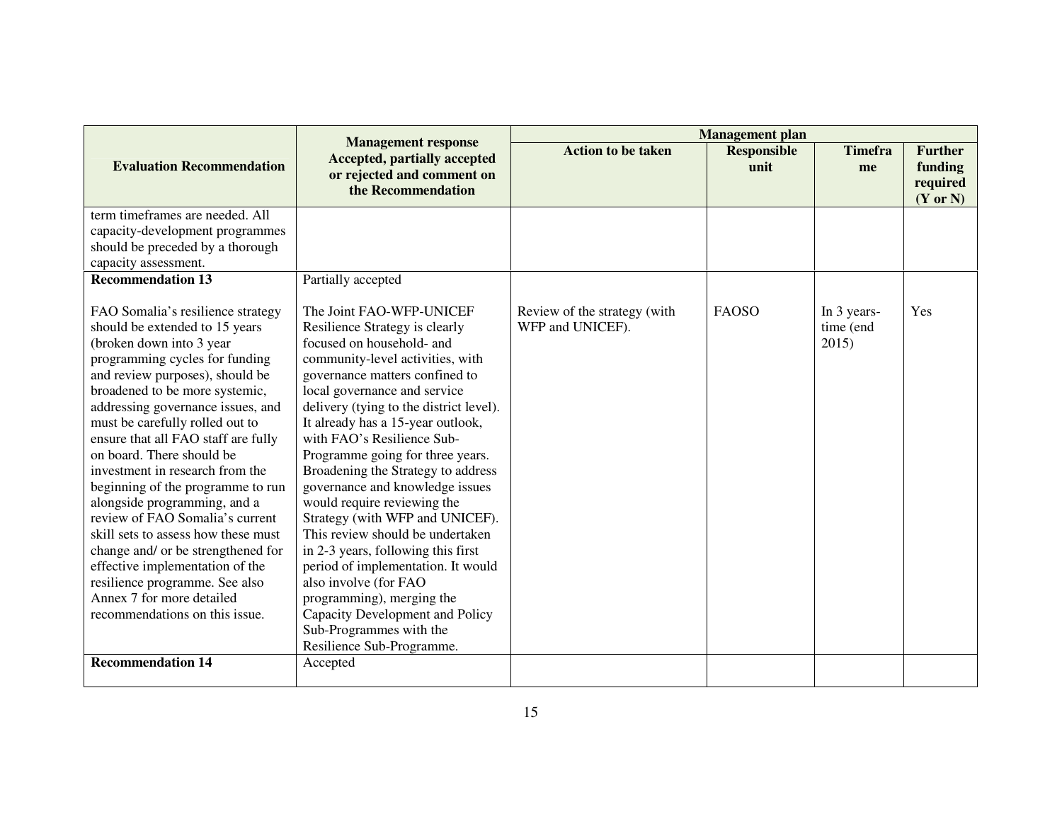| Evaluation Recommendation | Management response Accepted, partially accepted or rejected and comment on the Recommendation | Management plan | | | |
|---|---|---|---|---|---|
| | | Action to be taken | Responsible unit | Timeframe | Further funding required (Y or N) |
| term timeframes are needed. All capacity-development programmes should be preceded by a thorough capacity assessment. | | | | | |
| **Recommendation 13**<br><br>FAO Somalia's resilience strategy should be extended to 15 years (broken down into 3 year programming cycles for funding and review purposes), should be broadened to be more systemic, addressing governance issues, and must be carefully rolled out to ensure that all FAO staff are fully on board. There should be investment in research from the beginning of the programme to run alongside programming, and a review of FAO Somalia's current skill sets to assess how these must change and/ or be strengthened for effective implementation of the resilience programme. See also Annex 7 for more detailed recommendations on this issue. | Partially accepted<br><br>The Joint FAO-WFP-UNICEF Resilience Strategy is clearly focused on household- and community-level activities, with governance matters confined to local governance and service delivery (tying to the district level). It already has a 15-year outlook, with FAO's Resilience Sub-Programme going for three years. Broadening the Strategy to address governance and knowledge issues would require reviewing the Strategy (with WFP and UNICEF). This review should be undertaken in 2-3 years, following this first period of implementation. It would also involve (for FAO programming), merging the Capacity Development and Policy Sub-Programmes with the Resilience Sub-Programme. | Review of the strategy (with WFP and UNICEF). | FAOSO | In 3 years-time (end 2015) | Yes |
| **Recommendation 14** | Accepted | | | | |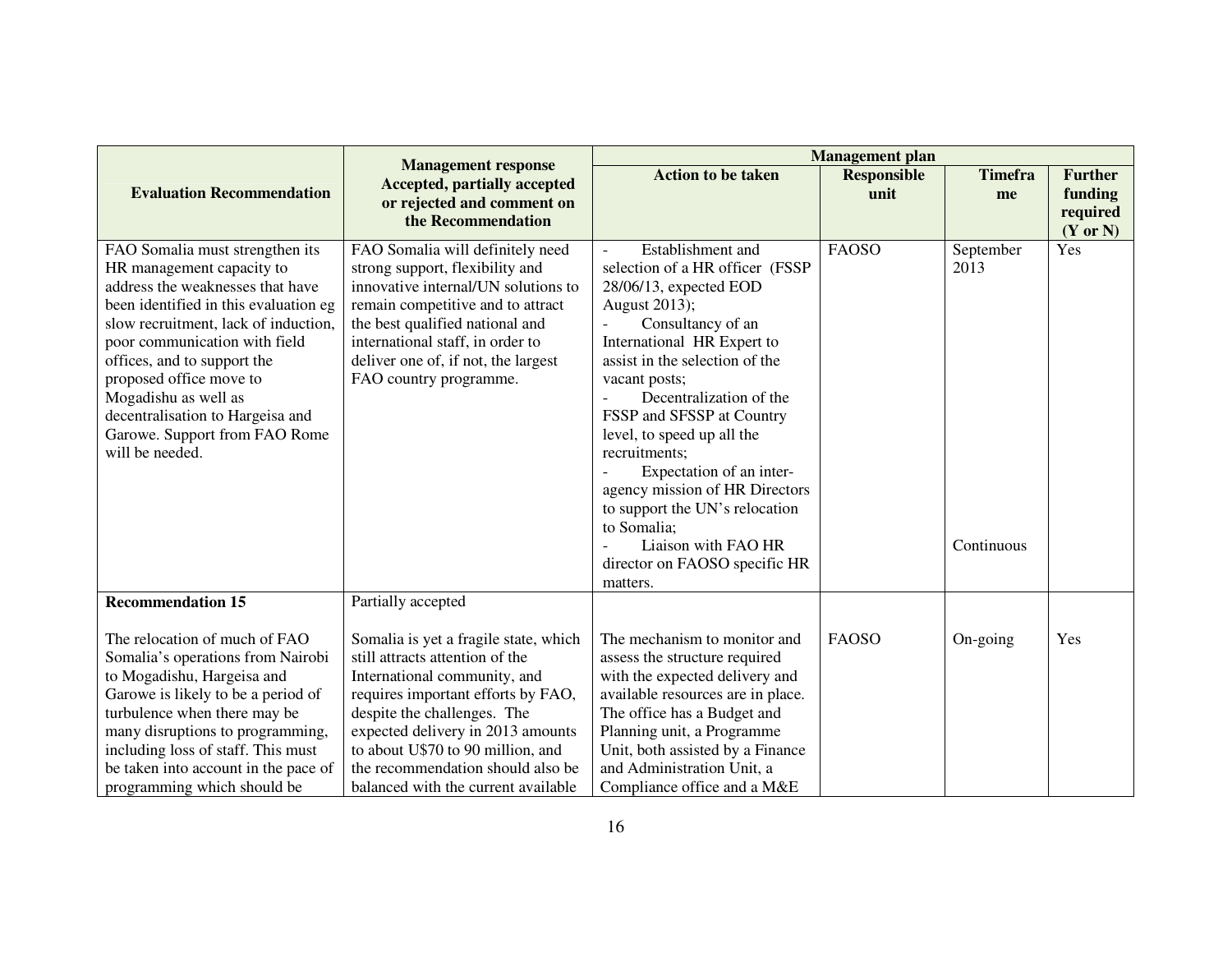| Evaluation Recommendation | Management response Accepted, partially accepted or rejected and comment on the Recommendation | Management plan | | | |
|---|---|---|---|---|---|
| | | Action to be taken | Responsible unit | Timeframe | Further funding required (Y or N) |
| FAO Somalia must strengthen its HR management capacity to address the weaknesses that have been identified in this evaluation eg slow recruitment, lack of induction, poor communication with field offices, and to support the proposed office move to Mogadishu as well as decentralisation to Hargeisa and Garowe. Support from FAO Rome will be needed. | FAO Somalia will definitely need strong support, flexibility and innovative internal/UN solutions to remain competitive and to attract the best qualified national and international staff, in order to deliver one of, if not, the largest FAO country programme. | - Establishment and selection of a HR officer (FSSP 28/06/13, expected EOD August 2013);<br>- Consultancy of an International HR Expert to assist in the selection of the vacant posts;<br>- Decentralization of the FSSP and SFSSP at Country level, to speed up all the recruitments;<br>- Expectation of an inter-agency mission of HR Directors to support the UN's relocation to Somalia;<br>- Liaison with FAO HR director on FAOSO specific HR matters. | FAOSO | September 2013<br><br>Continuous | Yes |
| **Recommendation 15**<br><br>The relocation of much of FAO Somalia's operations from Nairobi to Mogadishu, Hargeisa and Garowe is likely to be a period of turbulence when there may be many disruptions to programming, including loss of staff. This must be taken into account in the pace of programming which should be | Partially accepted<br><br>Somalia is yet a fragile state, which still attracts attention of the International community, and requires important efforts by FAO, despite the challenges. The expected delivery in 2013 amounts to about U$70 to 90 million, and the recommendation should also be balanced with the current available | The mechanism to monitor and assess the structure required with the expected delivery and available resources are in place. The office has a Budget and Planning unit, a Programme Unit, both assisted by a Finance and Administration Unit, a Compliance office and a M&E | FAOSO | On-going | Yes |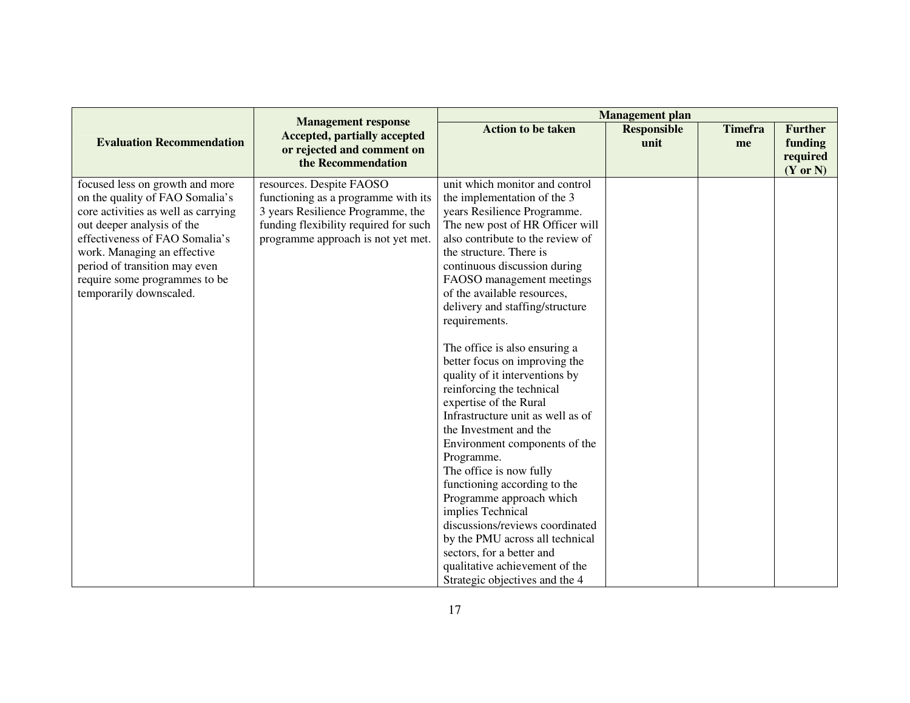| Evaluation Recommendation | Management response Accepted, partially accepted or rejected and comment on the Recommendation | Management plan | | | |
|---|---|---|---|---|---|
| | | Action to be taken | Responsible unit | Timeframe | Further funding required (Y or N) |
| focused less on growth and more on the quality of FAO Somalia's core activities as well as carrying out deeper analysis of the effectiveness of FAO Somalia's work. Managing an effective period of transition may even require some programmes to be temporarily downscaled. | resources. Despite FAOSO functioning as a programme with its 3 years Resilience Programme, the funding flexibility required for such programme approach is not yet met. | unit which monitor and control the implementation of the 3 years Resilience Programme. The new post of HR Officer will also contribute to the review of the structure. There is continuous discussion during FAOSO management meetings of the available resources, delivery and staffing/structure requirements.<br><br>The office is also ensuring a better focus on improving the quality of it interventions by reinforcing the technical expertise of the Rural Infrastructure unit as well as of the Investment and the Environment components of the Programme.<br>The office is now fully functioning according to the Programme approach which implies Technical discussions/reviews coordinated by the PMU across all technical sectors, for a better and qualitative achievement of the Strategic objectives and the 4 | | | |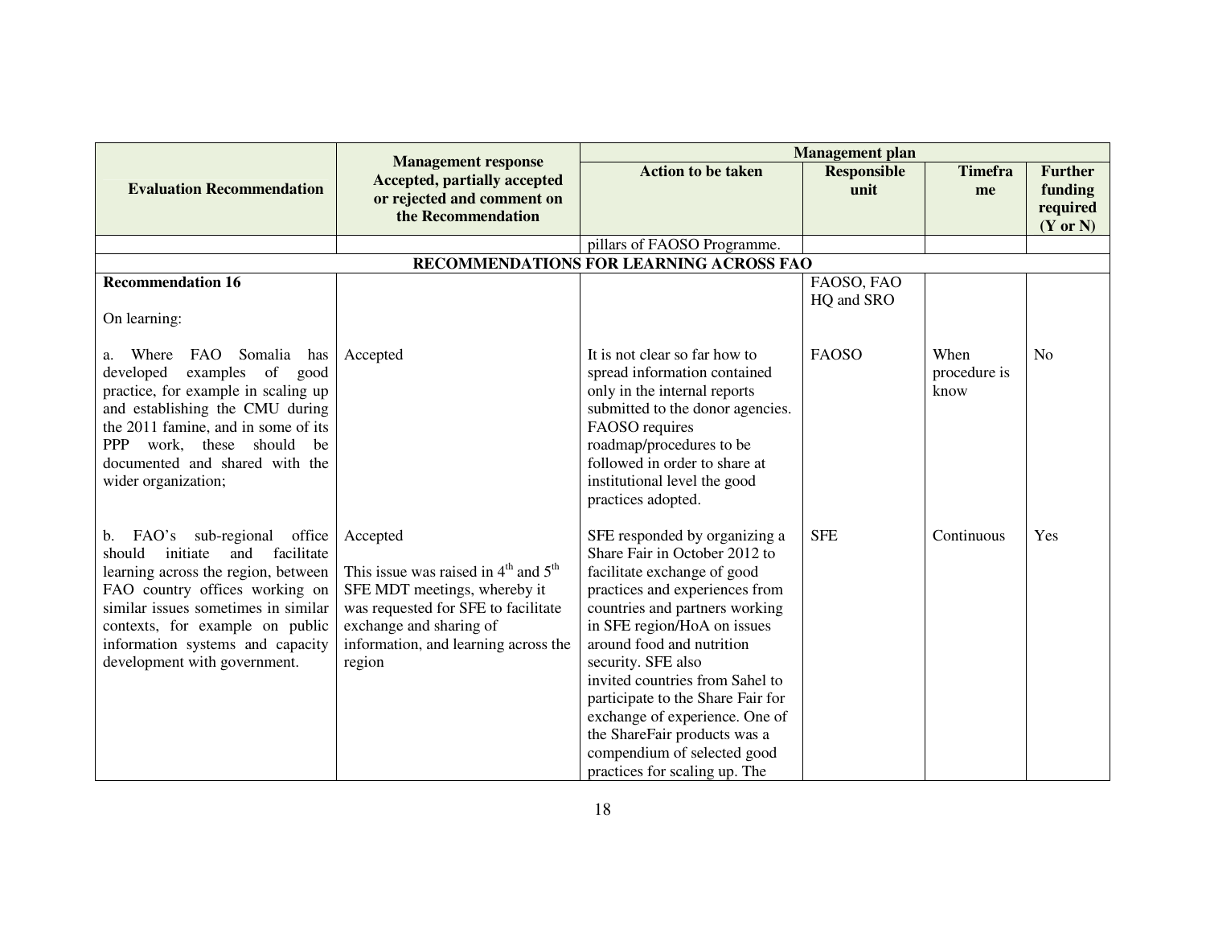| Evaluation Recommendation | Management response Accepted, partially accepted or rejected and comment on the Recommendation | Management plan | | | |
|---|---|---|---|---|---|
| | | Action to be taken | Responsible unit | Timeframe | Further funding required (Y or N) |
| | | pillars of FAOSO Programme. | | | |
| **RECOMMENDATIONS FOR LEARNING ACROSS FAO** | | | | | |
| **Recommendation 16**<br><br>On learning: | | | FAOSO, FAO HQ and SRO | | |
| a. Where FAO Somalia has developed examples of good practice, for example in scaling up and establishing the CMU during the 2011 famine, and in some of its PPP work, these should be documented and shared with the wider organization; | Accepted | It is not clear so far how to spread information contained only in the internal reports submitted to the donor agencies. FAOSO requires roadmap/procedures to be followed in order to share at institutional level the good practices adopted. | FAOSO | When procedure is know | No |
| b. FAO's sub-regional office should initiate and facilitate learning across the region, between FAO country offices working on similar issues sometimes in similar contexts, for example on public information systems and capacity development with government. | Accepted<br><br>This issue was raised in 4th and 5th SFE MDT meetings, whereby it was requested for SFE to facilitate exchange and sharing of information, and learning across the region | SFE responded by organizing a Share Fair in October 2012 to facilitate exchange of good practices and experiences from countries and partners working in SFE region/HoA on issues around food and nutrition security. SFE also invited countries from Sahel to participate to the Share Fair for exchange of experience. One of the ShareFair products was a compendium of selected good practices for scaling up. The | SFE | Continuous | Yes |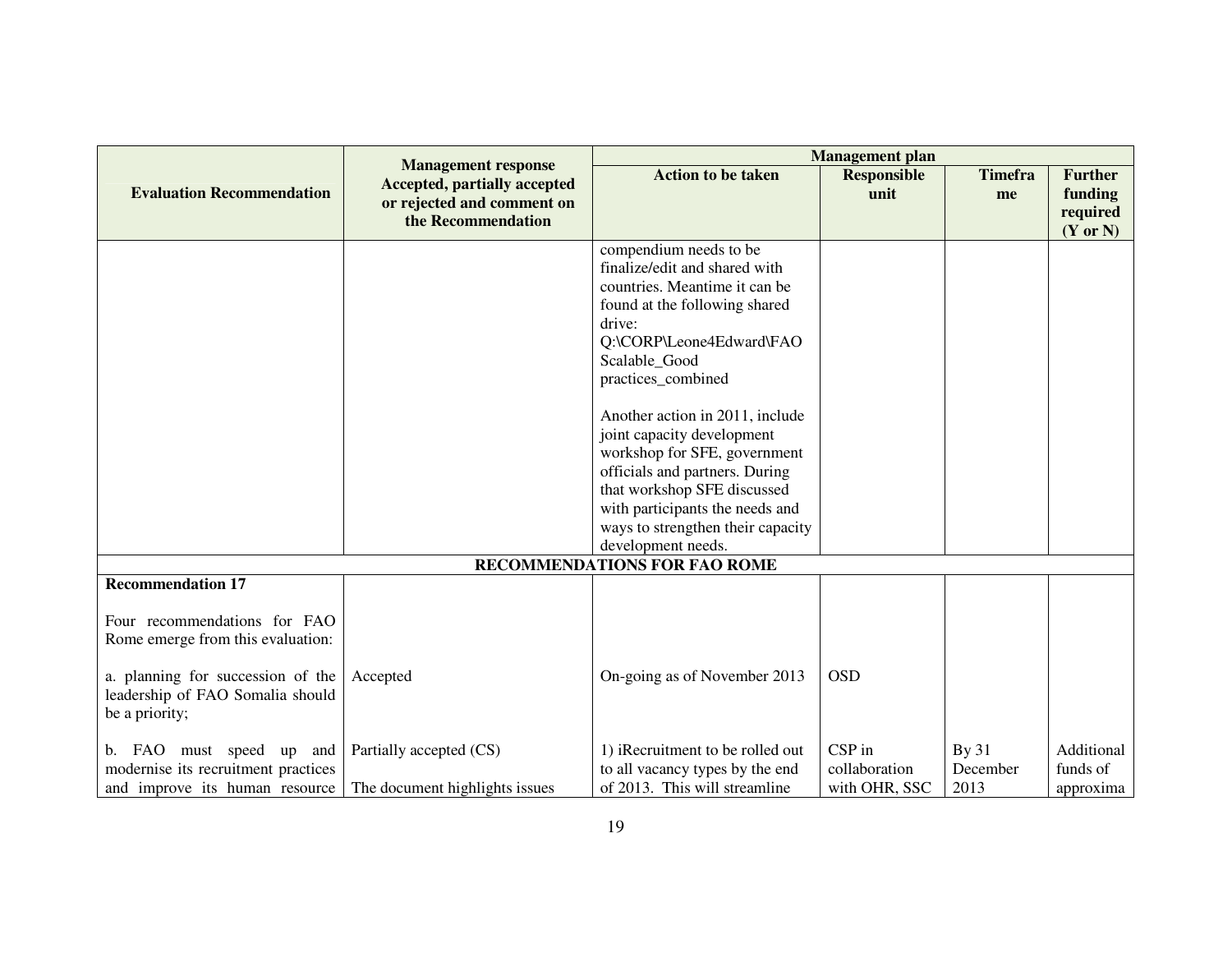| Evaluation Recommendation | Management response Accepted, partially accepted or rejected and comment on the Recommendation | Management plan | | | |
|---|---|---|---|---|---|
| | | Action to be taken | Responsible unit | Timeframe | Further funding required (Y or N) |
| | | compendium needs to be finalize/edit and shared with countries. Meantime it can be found at the following shared drive: Q:\CORP\Leone4Edward\FAO Scalable_Good practices_combined<br><br>Another action in 2011, include joint capacity development workshop for SFE, government officials and partners. During that workshop SFE discussed with participants the needs and ways to strengthen their capacity development needs. | | | |
| **RECOMMENDATIONS FOR FAO ROME** | | | | | |
| **Recommendation 17**<br><br>Four recommendations for FAO Rome emerge from this evaluation: | | | | | |
| a. planning for succession of the leadership of FAO Somalia should be a priority; | Accepted | On-going as of November 2013 | OSD | | |
| b. FAO must speed up and modernise its recruitment practices and improve its human resource | Partially accepted (CS)<br><br>The document highlights issues | 1) iRecruitment to be rolled out to all vacancy types by the end of 2013. This will streamline | CSP in collaboration with OHR, SSC | By 31 December 2013 | Additional funds of approxima |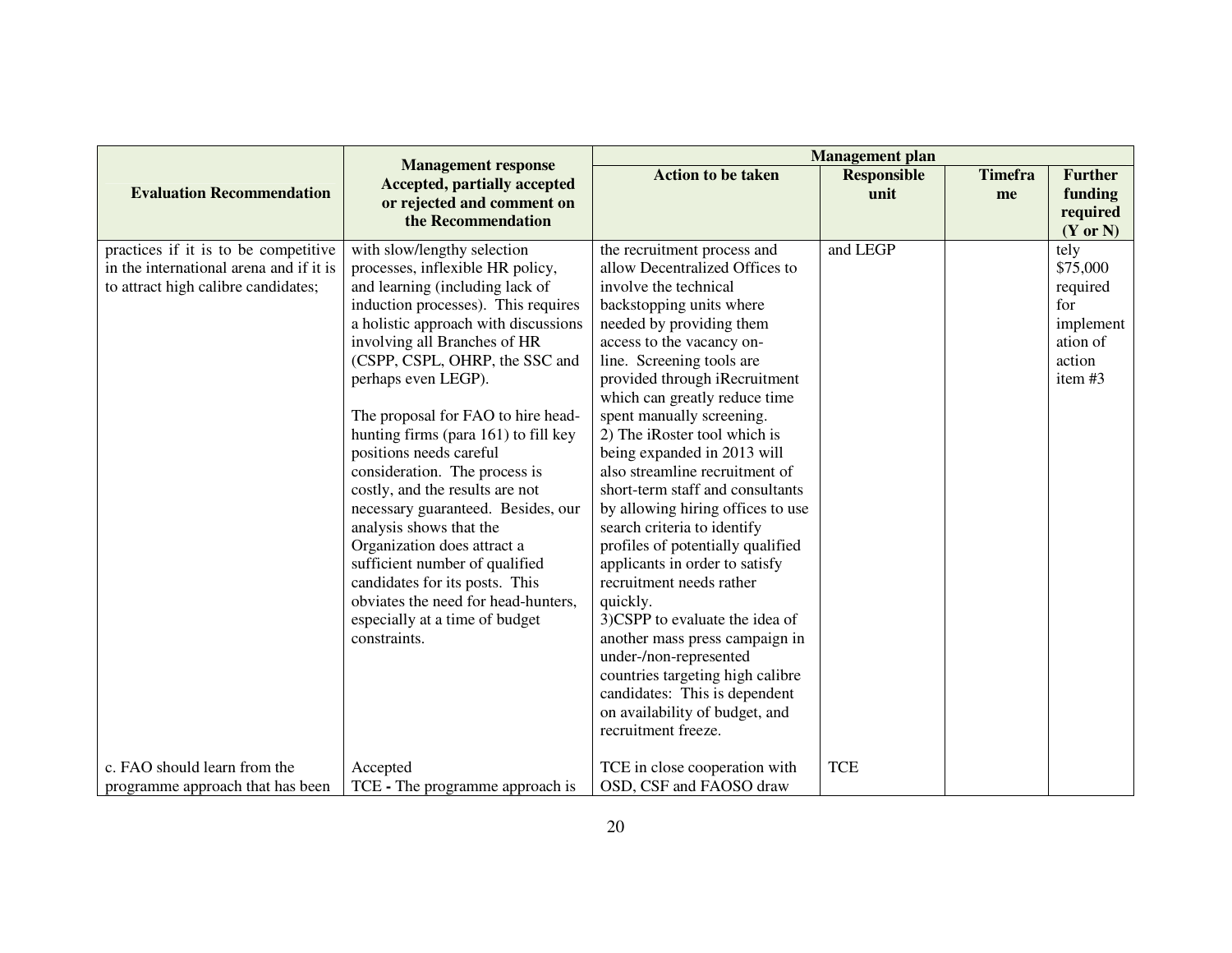| Evaluation Recommendation | Management response Accepted, partially accepted or rejected and comment on the Recommendation | Management plan | | | |
|---|---|---|---|---|---|
| | | Action to be taken | Responsible unit | Timeframe | Further funding required (Y or N) |
| practices if it is to be competitive in the international arena and if it is to attract high calibre candidates; | with slow/lengthy selection processes, inflexible HR policy, and learning (including lack of induction processes). This requires a holistic approach with discussions involving all Branches of HR (CSPP, CSPL, OHRP, the SSC and perhaps even LEGP).<br><br>The proposal for FAO to hire head-hunting firms (para 161) to fill key positions needs careful consideration. The process is costly, and the results are not necessary guaranteed. Besides, our analysis shows that the Organization does attract a sufficient number of qualified candidates for its posts. This obviates the need for head-hunters, especially at a time of budget constraints. | the recruitment process and allow Decentralized Offices to involve the technical backstopping units where needed by providing them access to the vacancy on-line. Screening tools are provided through iRecruitment which can greatly reduce time spent manually screening.<br>2) The iRoster tool which is being expanded in 2013 will also streamline recruitment of short-term staff and consultants by allowing hiring offices to use search criteria to identify profiles of potentially qualified applicants in order to satisfy recruitment needs rather quickly.<br>3)CSPP to evaluate the idea of another mass press campaign in under-/non-represented countries targeting high calibre candidates: This is dependent on availability of budget, and recruitment freeze. | and LEGP | | tely $75,000 required for implementation of action item #3 |
| c. FAO should learn from the programme approach that has been | Accepted<br>TCE - The programme approach is | TCE in close cooperation with OSD, CSF and FAOSO draw | TCE | | |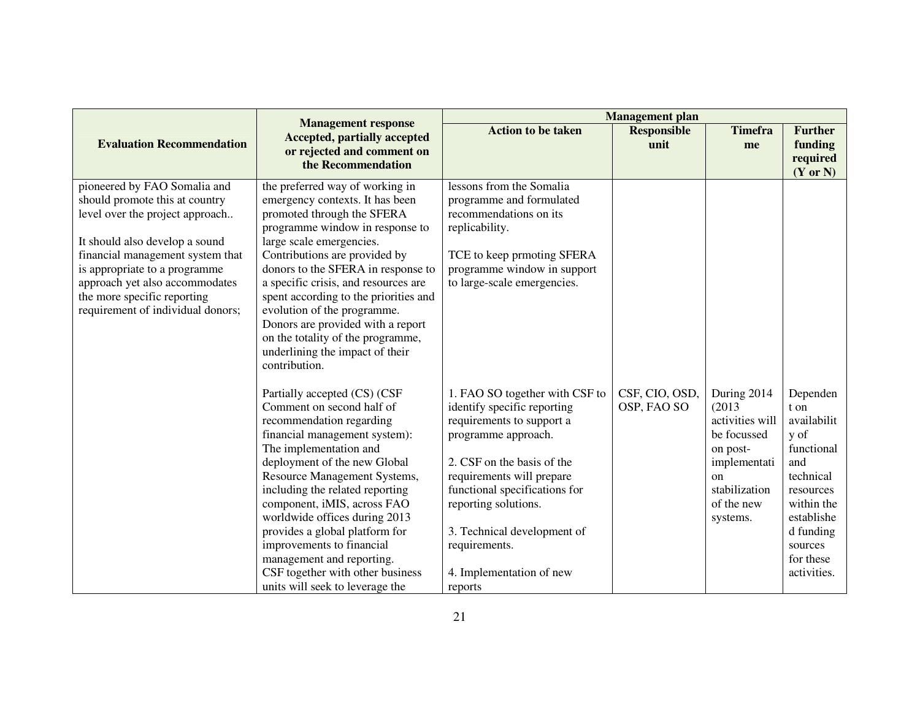| Evaluation Recommendation | Management response Accepted, partially accepted or rejected and comment on the Recommendation | Management plan | | | |
|---|---|---|---|---|---|
| | | Action to be taken | Responsible unit | Timeframe | Further funding required (Y or N) |
| pioneered by FAO Somalia and should promote this at country level over the project approach..<br><br>It should also develop a sound financial management system that is appropriate to a programme approach yet also accommodates the more specific reporting requirement of individual donors; | the preferred way of working in emergency contexts. It has been promoted through the SFERA programme window in response to large scale emergencies. Contributions are provided by donors to the SFERA in response to a specific crisis, and resources are spent according to the priorities and evolution of the programme. Donors are provided with a report on the totality of the programme, underlining the impact of their contribution. | lessons from the Somalia programme and formulated recommendations on its replicability.<br><br>TCE to keep prmoting SFERA programme window in support to large-scale emergencies. | | | |
| | Partially accepted (CS) (CSF Comment on second half of recommendation regarding financial management system): The implementation and deployment of the new Global Resource Management Systems, including the related reporting component, iMIS, across FAO worldwide offices during 2013 provides a global platform for improvements to financial management and reporting.<br>CSF together with other business units will seek to leverage the | 1. FAO SO together with CSF to identify specific reporting requirements to support a programme approach.<br><br>2. CSF on the basis of the requirements will prepare functional specifications for reporting solutions.<br><br>3. Technical development of requirements.<br><br>4. Implementation of new reports | CSF, CIO, OSD, OSP, FAO SO | During 2014 (2013 activities will be focussed on post-implementation stabilization of the new systems. | Dependent on availability of functional and technical resources within the established funding sources for these activities. |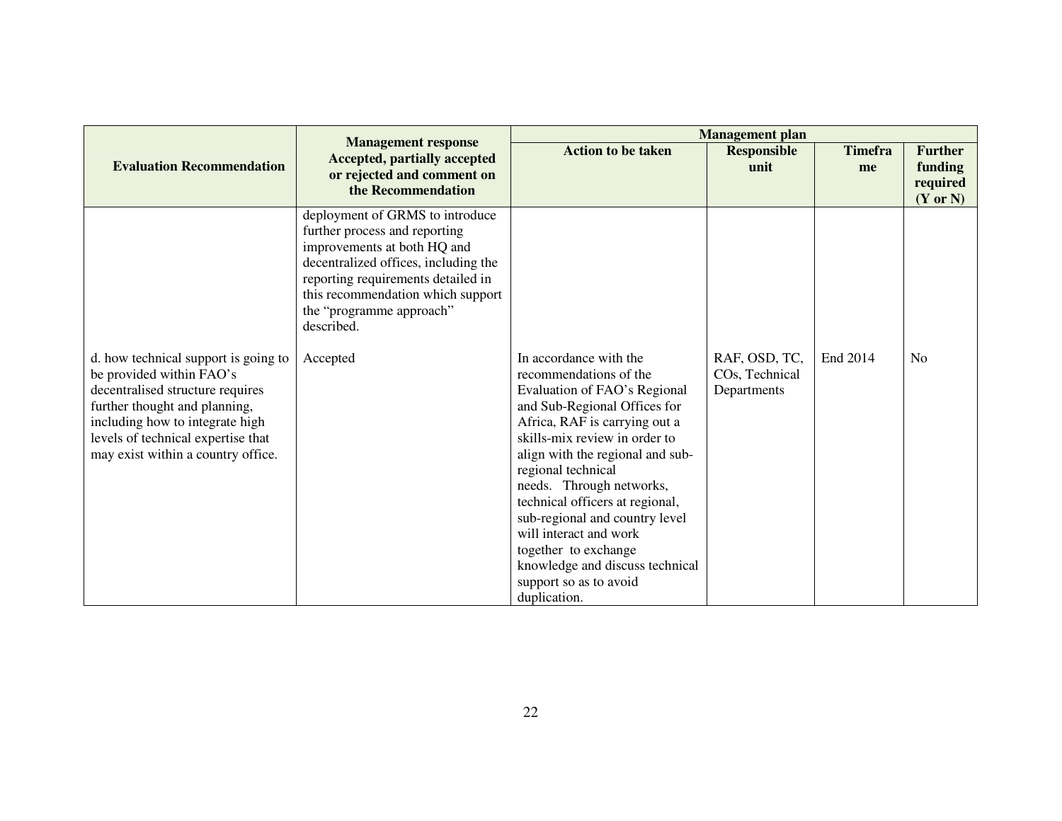| Evaluation Recommendation | Management response Accepted, partially accepted or rejected and comment on the Recommendation | Management plan | | | |
|---|---|---|---|---|---|
| | | Action to be taken | Responsible unit | Timeframe | Further funding required (Y or N) |
| | deployment of GRMS to introduce further process and reporting improvements at both HQ and decentralized offices, including the reporting requirements detailed in this recommendation which support the "programme approach" described. | | | | |
| d. how technical support is going to be provided within FAO's decentralised structure requires further thought and planning, including how to integrate high levels of technical expertise that may exist within a country office. | Accepted | In accordance with the recommendations of the Evaluation of FAO's Regional and Sub-Regional Offices for Africa, RAF is carrying out a skills-mix review in order to align with the regional and sub-regional technical needs. Through networks, technical officers at regional, sub-regional and country level will interact and work together to exchange knowledge and discuss technical support so as to avoid duplication. | RAF, OSD, TC, COs, Technical Departments | End 2014 | No |